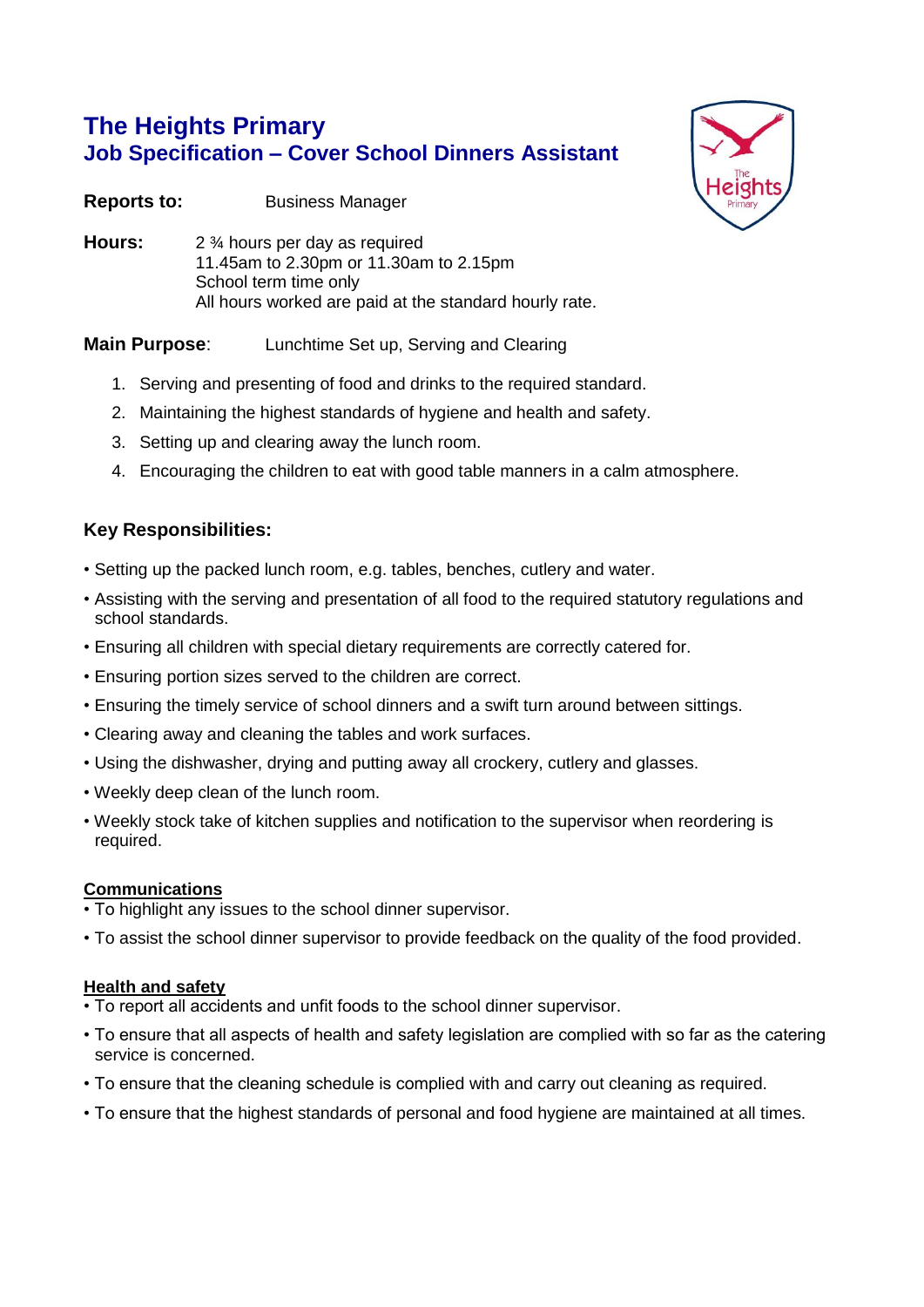# The Heights Primary
## Job Specification – Cover School Dinners Assistant

**Reports to:** Business Manager

**Hours:** 2 ¾ hours per day as required
11.45am to 2.30pm or 11.30am to 2.15pm
School term time only
All hours worked are paid at the standard hourly rate.

**Main Purpose**: Lunchtime Set up, Serving and Clearing

1. Serving and presenting of food and drinks to the required standard.
2. Maintaining the highest standards of hygiene and health and safety.
3. Setting up and clearing away the lunch room.
4. Encouraging the children to eat with good table manners in a calm atmosphere.

### Key Responsibilities:

- Setting up the packed lunch room, e.g. tables, benches, cutlery and water.
- Assisting with the serving and presentation of all food to the required statutory regulations and school standards.
- Ensuring all children with special dietary requirements are correctly catered for.
- Ensuring portion sizes served to the children are correct.
- Ensuring the timely service of school dinners and a swift turn around between sittings.
- Clearing away and cleaning the tables and work surfaces.
- Using the dishwasher, drying and putting away all crockery, cutlery and glasses.
- Weekly deep clean of the lunch room.
- Weekly stock take of kitchen supplies and notification to the supervisor when reordering is required.

**Communications**

- To highlight any issues to the school dinner supervisor.
- To assist the school dinner supervisor to provide feedback on the quality of the food provided.

**Health and safety**

- To report all accidents and unfit foods to the school dinner supervisor.
- To ensure that all aspects of health and safety legislation are complied with so far as the catering service is concerned.
- To ensure that the cleaning schedule is complied with and carry out cleaning as required.
- To ensure that the highest standards of personal and food hygiene are maintained at all times.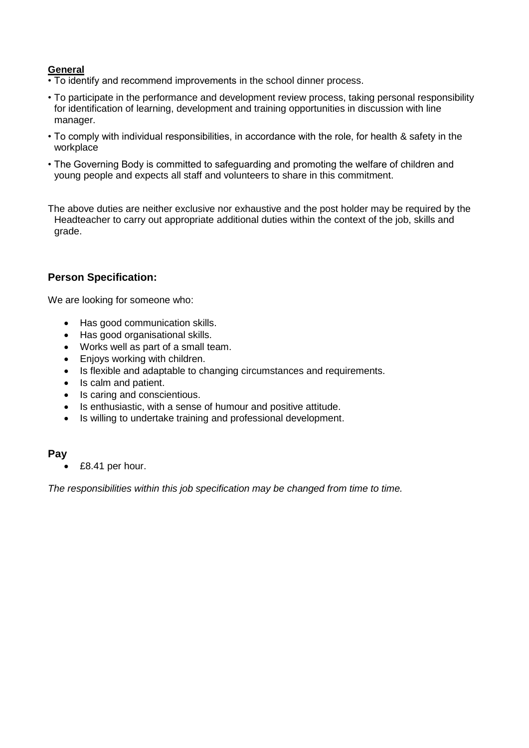**General**

- To identify and recommend improvements in the school dinner process.
- To participate in the performance and development review process, taking personal responsibility for identification of learning, development and training opportunities in discussion with line manager.
- To comply with individual responsibilities, in accordance with the role, for health & safety in the workplace
- The Governing Body is committed to safeguarding and promoting the welfare of children and young people and expects all staff and volunteers to share in this commitment.

The above duties are neither exclusive nor exhaustive and the post holder may be required by the Headteacher to carry out appropriate additional duties within the context of the job, skills and grade.

## Person Specification:

We are looking for someone who:

- Has good communication skills.
- Has good organisational skills.
- Works well as part of a small team.
- Enjoys working with children.
- Is flexible and adaptable to changing circumstances and requirements.
- Is calm and patient.
- Is caring and conscientious.
- Is enthusiastic, with a sense of humour and positive attitude.
- Is willing to undertake training and professional development.

## Pay

- £8.41 per hour.

*The responsibilities within this job specification may be changed from time to time.*